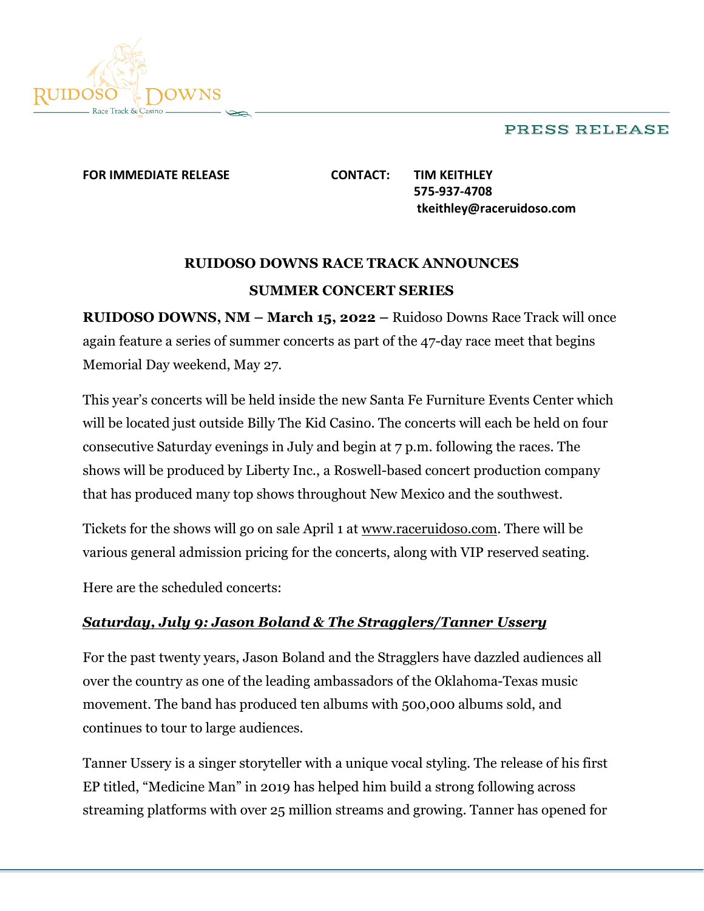Ruidoso Downs Race Track & Casino

PRESS RELEASE

**FOR IMMEDIATE RELEASE**

**CONTACT: TIM KEITHLEY**
**575-937-4708**
**tkeithley@raceruidoso.com**

## RUIDOSO DOWNS RACE TRACK ANNOUNCES SUMMER CONCERT SERIES

**RUIDOSO DOWNS, NM – March 15, 2022 –** Ruidoso Downs Race Track will once again feature a series of summer concerts as part of the 47-day race meet that begins Memorial Day weekend, May 27.

This year's concerts will be held inside the new Santa Fe Furniture Events Center which will be located just outside Billy The Kid Casino. The concerts will each be held on four consecutive Saturday evenings in July and begin at 7 p.m. following the races. The shows will be produced by Liberty Inc., a Roswell-based concert production company that has produced many top shows throughout New Mexico and the southwest.

Tickets for the shows will go on sale April 1 at www.raceruidoso.com. There will be various general admission pricing for the concerts, along with VIP reserved seating.

Here are the scheduled concerts:

***Saturday, July 9: Jason Boland & The Stragglers/Tanner Ussery***

For the past twenty years, Jason Boland and the Stragglers have dazzled audiences all over the country as one of the leading ambassadors of the Oklahoma-Texas music movement. The band has produced ten albums with 500,000 albums sold, and continues to tour to large audiences.

Tanner Ussery is a singer storyteller with a unique vocal styling. The release of his first EP titled, "Medicine Man" in 2019 has helped him build a strong following across streaming platforms with over 25 million streams and growing. Tanner has opened for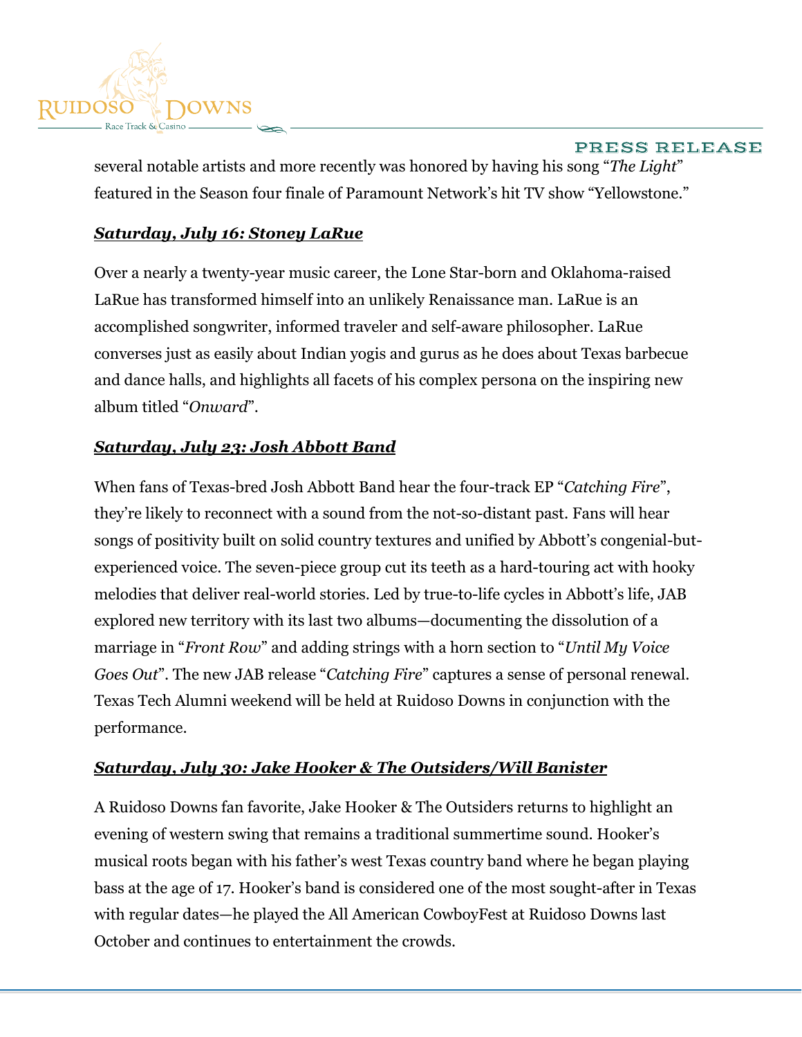several notable artists and more recently was honored by having his song "*The Light*" featured in the Season four finale of Paramount Network's hit TV show "Yellowstone."

***Saturday, July 16: Stoney LaRue***

Over a nearly a twenty-year music career, the Lone Star-born and Oklahoma-raised LaRue has transformed himself into an unlikely Renaissance man. LaRue is an accomplished songwriter, informed traveler and self-aware philosopher. LaRue converses just as easily about Indian yogis and gurus as he does about Texas barbecue and dance halls, and highlights all facets of his complex persona on the inspiring new album titled "*Onward*".

***Saturday, July 23: Josh Abbott Band***

When fans of Texas-bred Josh Abbott Band hear the four-track EP "*Catching Fire*", they're likely to reconnect with a sound from the not-so-distant past. Fans will hear songs of positivity built on solid country textures and unified by Abbott's congenial-but-experienced voice. The seven-piece group cut its teeth as a hard-touring act with hooky melodies that deliver real-world stories. Led by true-to-life cycles in Abbott's life, JAB explored new territory with its last two albums—documenting the dissolution of a marriage in "*Front Row*" and adding strings with a horn section to "*Until My Voice Goes Out*". The new JAB release "*Catching Fire*" captures a sense of personal renewal. Texas Tech Alumni weekend will be held at Ruidoso Downs in conjunction with the performance.

***Saturday, July 30: Jake Hooker & The Outsiders/Will Banister***

A Ruidoso Downs fan favorite, Jake Hooker & The Outsiders returns to highlight an evening of western swing that remains a traditional summertime sound. Hooker's musical roots began with his father's west Texas country band where he began playing bass at the age of 17. Hooker's band is considered one of the most sought-after in Texas with regular dates—he played the All American CowboyFest at Ruidoso Downs last October and continues to entertainment the crowds.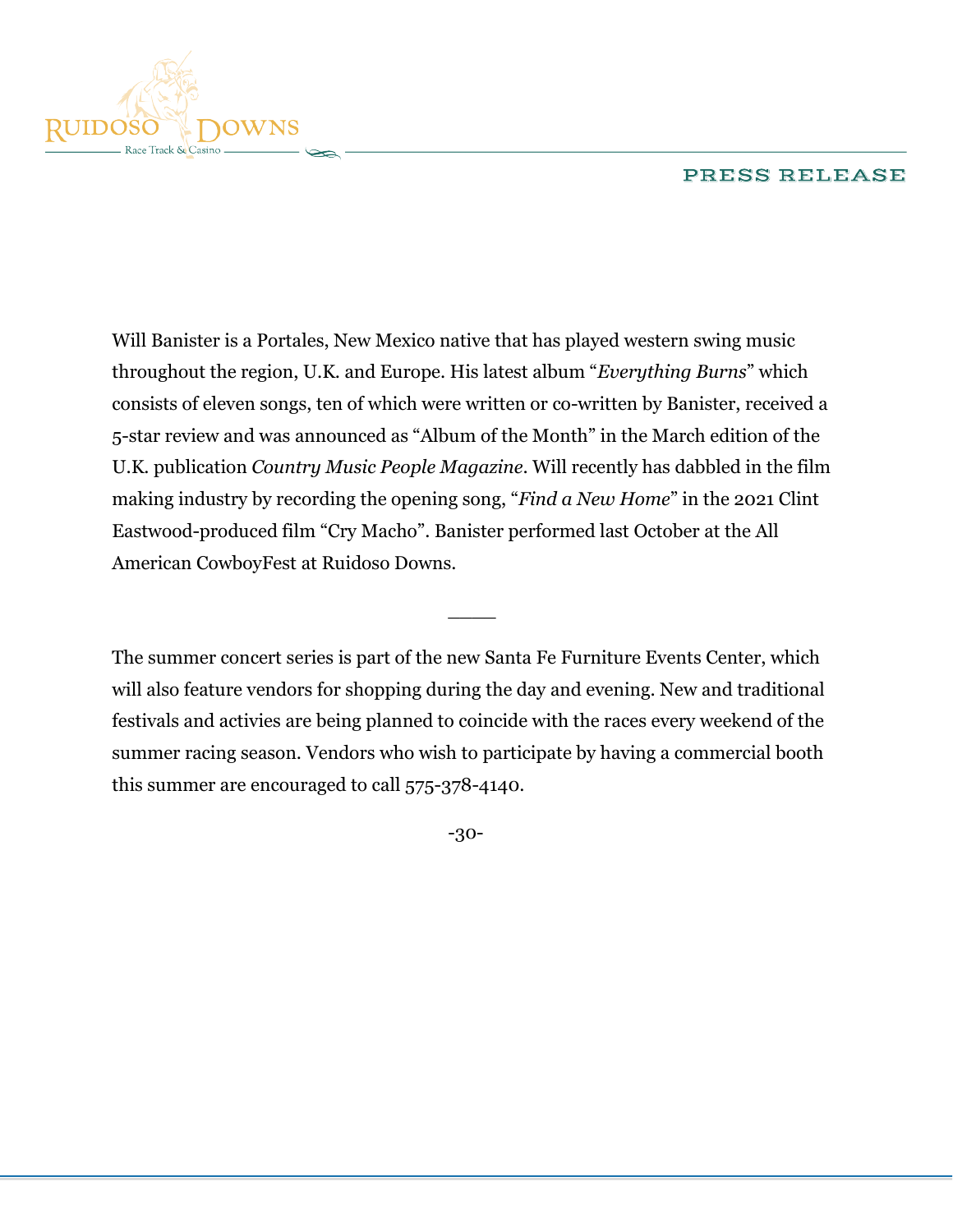Will Banister is a Portales, New Mexico native that has played western swing music throughout the region, U.K. and Europe. His latest album "*Everything Burns*" which consists of eleven songs, ten of which were written or co-written by Banister, received a 5-star review and was announced as "Album of the Month" in the March edition of the U.K. publication *Country Music People Magazine*. Will recently has dabbled in the film making industry by recording the opening song, "*Find a New Home*" in the 2021 Clint Eastwood-produced film "Cry Macho". Banister performed last October at the All American CowboyFest at Ruidoso Downs.

____

The summer concert series is part of the new Santa Fe Furniture Events Center, which will also feature vendors for shopping during the day and evening. New and traditional festivals and activies are being planned to coincide with the races every weekend of the summer racing season. Vendors who wish to participate by having a commercial booth this summer are encouraged to call 575-378-4140.

-30-